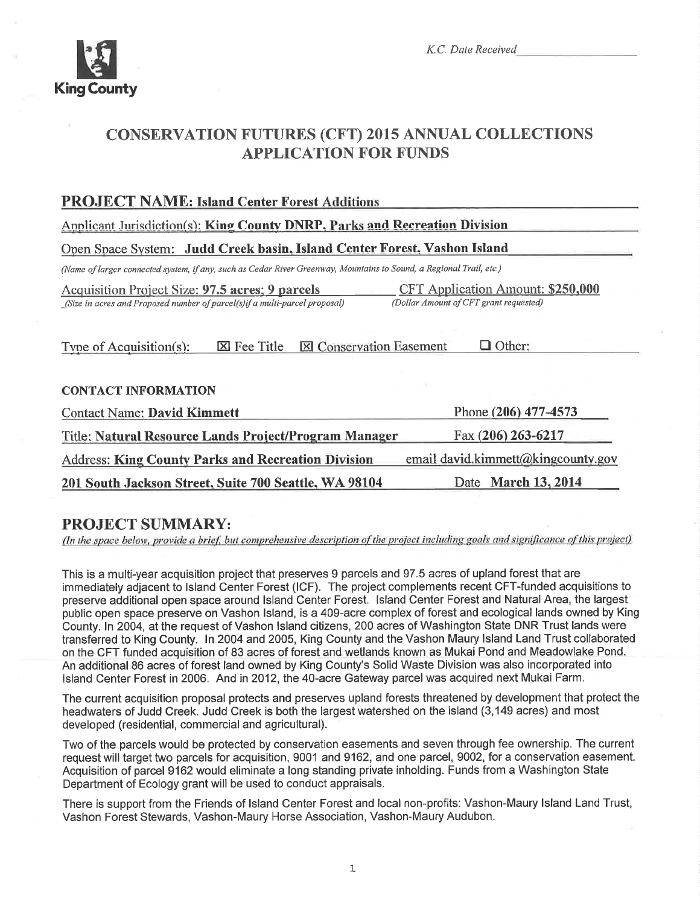King County

*K.C. Date Received*\_\_\_\_\_\_\_\_\_\_\_\_

# CONSERVATION FUTURES (CFT) 2015 ANNUAL COLLECTIONS APPLICATION FOR FUNDS

## PROJECT NAME: Island Center Forest Additions

Applicant Jurisdiction(s): **King County DNRP, Parks and Recreation Division**

Open Space System: **Judd Creek basin, Island Center Forest, Vashon Island**

*(Name of larger connected system, if any, such as Cedar River Greenway, Mountains to Sound, a Regional Trail, etc.)*

Acquisition Project Size: **97.5 acres; 9 parcels**
*(Size in acres and Proposed number of parcel(s) if a multi-parcel proposal)*

CFT Application Amount: **$250,000**
*(Dollar Amount of CFT grant requested)*

Type of Acquisition(s): ☒ Fee Title ☒ Conservation Easement ☐ Other:

**CONTACT INFORMATION**

| | |
|---|---|
| Contact Name: **David Kimmett** | Phone **(206) 477-4573** |
| Title: **Natural Resource Lands Project/Program Manager** | Fax **(206) 263-6217** |
| Address: **King County Parks and Recreation Division** | email **david.kimmett@kingcounty.gov** |
| **201 South Jackson Street, Suite 700 Seattle, WA 98104** | Date **March 13, 2014** |

## PROJECT SUMMARY:

*(In the space below, provide a brief, but comprehensive description of the project including goals and significance of this project)*

This is a multi-year acquisition project that preserves 9 parcels and 97.5 acres of upland forest that are immediately adjacent to Island Center Forest (ICF). The project complements recent CFT-funded acquisitions to preserve additional open space around Island Center Forest. Island Center Forest and Natural Area, the largest public open space preserve on Vashon Island, is a 409-acre complex of forest and ecological lands owned by King County. In 2004, at the request of Vashon Island citizens, 200 acres of Washington State DNR Trust lands were transferred to King County. In 2004 and 2005, King County and the Vashon Maury Island Land Trust collaborated on the CFT funded acquisition of 83 acres of forest and wetlands known as Mukai Pond and Meadowlake Pond. An additional 86 acres of forest land owned by King County's Solid Waste Division was also incorporated into Island Center Forest in 2006. And in 2012, the 40-acre Gateway parcel was acquired next Mukai Farm.

The current acquisition proposal protects and preserves upland forests threatened by development that protect the headwaters of Judd Creek. Judd Creek is both the largest watershed on the island (3,149 acres) and most developed (residential, commercial and agricultural).

Two of the parcels would be protected by conservation easements and seven through fee ownership. The current request will target two parcels for acquisition, 9001 and 9162, and one parcel, 9002, for a conservation easement. Acquisition of parcel 9162 would eliminate a long standing private inholding. Funds from a Washington State Department of Ecology grant will be used to conduct appraisals.

There is support from the Friends of Island Center Forest and local non-profits: Vashon-Maury Island Land Trust, Vashon Forest Stewards, Vashon-Maury Horse Association, Vashon-Maury Audubon.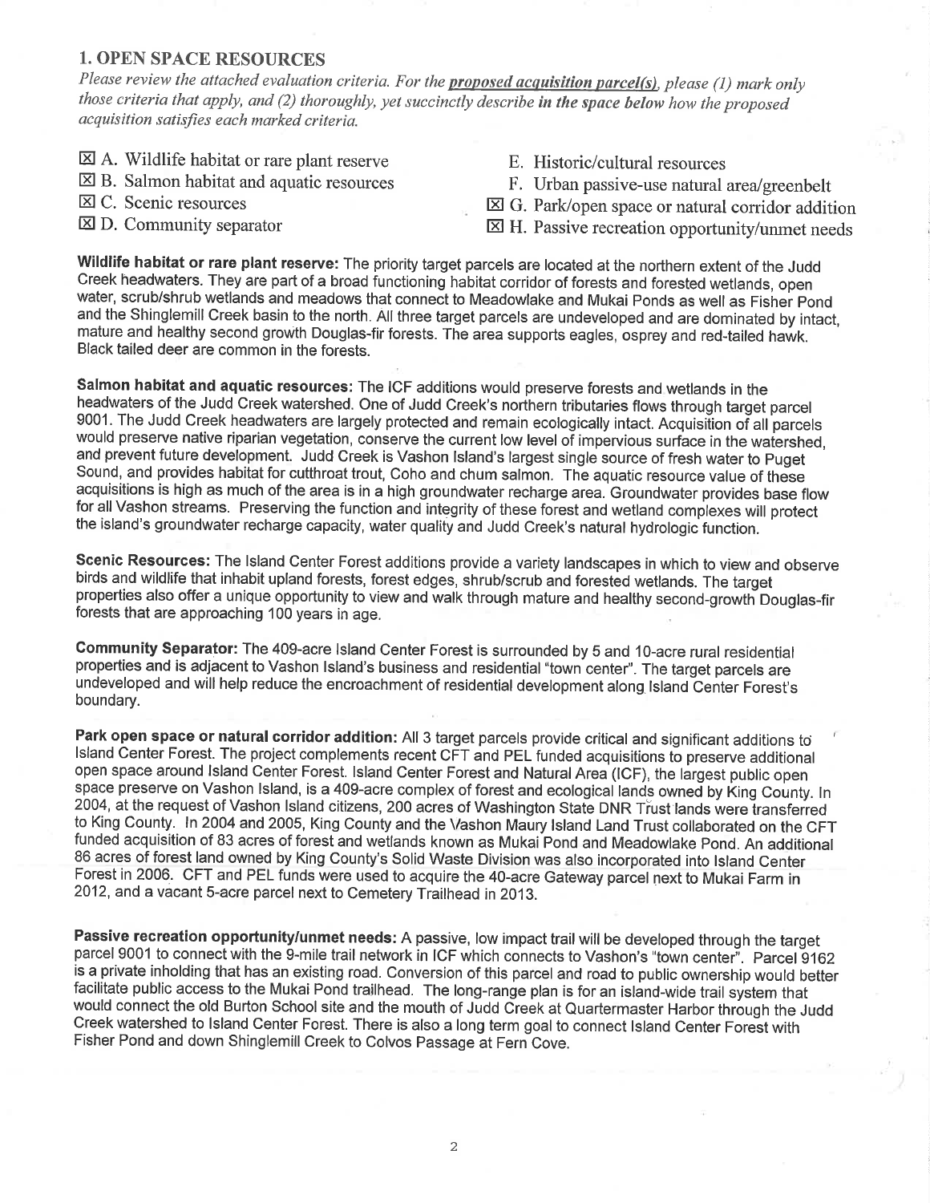## 1. OPEN SPACE RESOURCES

*Please review the attached evaluation criteria. For the **proposed acquisition parcel(s)**, please (1) mark only those criteria that apply, and (2) thoroughly, yet succinctly describe **in the space below** how the proposed acquisition satisfies each marked criteria.*

- ☒ A. Wildlife habitat or rare plant reserve
- ☒ B. Salmon habitat and aquatic resources
- ☒ C. Scenic resources
- ☒ D. Community separator
- E. Historic/cultural resources
- F. Urban passive-use natural area/greenbelt
- ☒ G. Park/open space or natural corridor addition
- ☒ H. Passive recreation opportunity/unmet needs

**Wildlife habitat or rare plant reserve:** The priority target parcels are located at the northern extent of the Judd Creek headwaters. They are part of a broad functioning habitat corridor of forests and forested wetlands, open water, scrub/shrub wetlands and meadows that connect to Meadowlake and Mukai Ponds as well as Fisher Pond and the Shinglemill Creek basin to the north. All three target parcels are undeveloped and are dominated by intact, mature and healthy second growth Douglas-fir forests. The area supports eagles, osprey and red-tailed hawk. Black tailed deer are common in the forests.

**Salmon habitat and aquatic resources:** The ICF additions would preserve forests and wetlands in the headwaters of the Judd Creek watershed. One of Judd Creek's northern tributaries flows through target parcel 9001. The Judd Creek headwaters are largely protected and remain ecologically intact. Acquisition of all parcels would preserve native riparian vegetation, conserve the current low level of impervious surface in the watershed, and prevent future development. Judd Creek is Vashon Island's largest single source of fresh water to Puget Sound, and provides habitat for cutthroat trout, Coho and chum salmon. The aquatic resource value of these acquisitions is high as much of the area is in a high groundwater recharge area. Groundwater provides base flow for all Vashon streams. Preserving the function and integrity of these forest and wetland complexes will protect the island's groundwater recharge capacity, water quality and Judd Creek's natural hydrologic function.

**Scenic Resources:** The Island Center Forest additions provide a variety landscapes in which to view and observe birds and wildlife that inhabit upland forests, forest edges, shrub/scrub and forested wetlands. The target properties also offer a unique opportunity to view and walk through mature and healthy second-growth Douglas-fir forests that are approaching 100 years in age.

**Community Separator:** The 409-acre Island Center Forest is surrounded by 5 and 10-acre rural residential properties and is adjacent to Vashon Island's business and residential "town center". The target parcels are undeveloped and will help reduce the encroachment of residential development along Island Center Forest's boundary.

**Park open space or natural corridor addition:** All 3 target parcels provide critical and significant additions to Island Center Forest. The project complements recent CFT and PEL funded acquisitions to preserve additional open space around Island Center Forest. Island Center Forest and Natural Area (ICF), the largest public open space preserve on Vashon Island, is a 409-acre complex of forest and ecological lands owned by King County. In 2004, at the request of Vashon Island citizens, 200 acres of Washington State DNR Trust lands were transferred to King County. In 2004 and 2005, King County and the Vashon Maury Island Land Trust collaborated on the CFT funded acquisition of 83 acres of forest and wetlands known as Mukai Pond and Meadowlake Pond. An additional 86 acres of forest land owned by King County's Solid Waste Division was also incorporated into Island Center Forest in 2006. CFT and PEL funds were used to acquire the 40-acre Gateway parcel next to Mukai Farm in 2012, and a vacant 5-acre parcel next to Cemetery Trailhead in 2013.

**Passive recreation opportunity/unmet needs:** A passive, low impact trail will be developed through the target parcel 9001 to connect with the 9-mile trail network in ICF which connects to Vashon's "town center". Parcel 9162 is a private inholding that has an existing road. Conversion of this parcel and road to public ownership would better facilitate public access to the Mukai Pond trailhead. The long-range plan is for an island-wide trail system that would connect the old Burton School site and the mouth of Judd Creek at Quartermaster Harbor through the Judd Creek watershed to Island Center Forest. There is also a long term goal to connect Island Center Forest with Fisher Pond and down Shinglemill Creek to Colvos Passage at Fern Cove.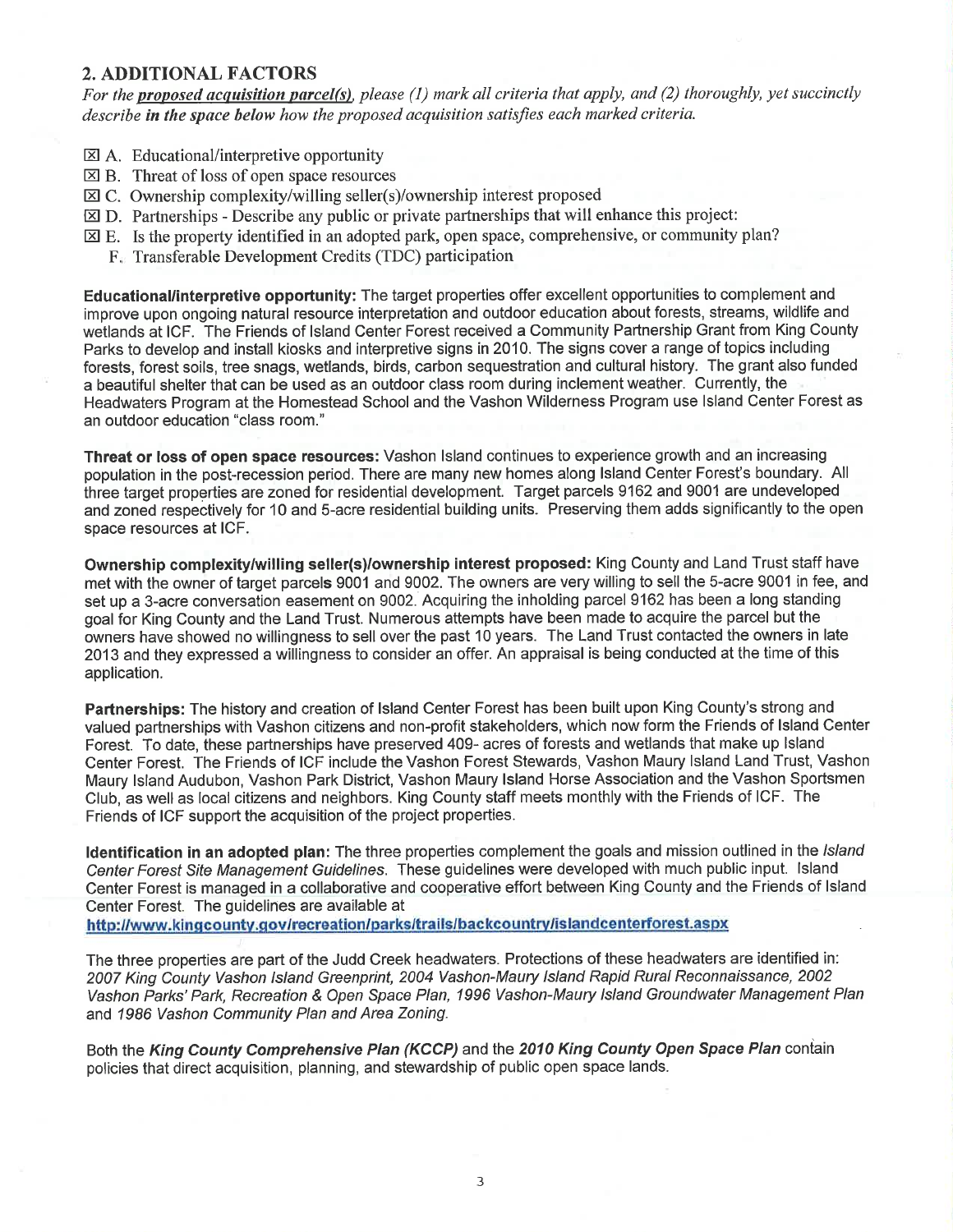## 2. ADDITIONAL FACTORS

*For the* ***proposed acquisition parcel(s)****, please (1) mark all criteria that apply, and (2) thoroughly, yet succinctly describe* ***in the space below*** *how the proposed acquisition satisfies each marked criteria.*

- ☒ A. Educational/interpretive opportunity
- ☒ B. Threat of loss of open space resources
- ☒ C. Ownership complexity/willing seller(s)/ownership interest proposed
- ☒ D. Partnerships - Describe any public or private partnerships that will enhance this project:
- ☒ E. Is the property identified in an adopted park, open space, comprehensive, or community plan?
- F. Transferable Development Credits (TDC) participation

**Educational/interpretive opportunity:** The target properties offer excellent opportunities to complement and improve upon ongoing natural resource interpretation and outdoor education about forests, streams, wildlife and wetlands at ICF. The Friends of Island Center Forest received a Community Partnership Grant from King County Parks to develop and install kiosks and interpretive signs in 2010. The signs cover a range of topics including forests, forest soils, tree snags, wetlands, birds, carbon sequestration and cultural history. The grant also funded a beautiful shelter that can be used as an outdoor class room during inclement weather. Currently, the Headwaters Program at the Homestead School and the Vashon Wilderness Program use Island Center Forest as an outdoor education "class room."

**Threat or loss of open space resources:** Vashon Island continues to experience growth and an increasing population in the post-recession period. There are many new homes along Island Center Forest's boundary. All three target properties are zoned for residential development. Target parcels 9162 and 9001 are undeveloped and zoned respectively for 10 and 5-acre residential building units. Preserving them adds significantly to the open space resources at ICF.

**Ownership complexity/willing seller(s)/ownership interest proposed:** King County and Land Trust staff have met with the owner of target parcels 9001 and 9002. The owners are very willing to sell the 5-acre 9001 in fee, and set up a 3-acre conversation easement on 9002. Acquiring the inholding parcel 9162 has been a long standing goal for King County and the Land Trust. Numerous attempts have been made to acquire the parcel but the owners have showed no willingness to sell over the past 10 years. The Land Trust contacted the owners in late 2013 and they expressed a willingness to consider an offer. An appraisal is being conducted at the time of this application.

**Partnerships:** The history and creation of Island Center Forest has been built upon King County's strong and valued partnerships with Vashon citizens and non-profit stakeholders, which now form the Friends of Island Center Forest. To date, these partnerships have preserved 409- acres of forests and wetlands that make up Island Center Forest. The Friends of ICF include the Vashon Forest Stewards, Vashon Maury Island Land Trust, Vashon Maury Island Audubon, Vashon Park District, Vashon Maury Island Horse Association and the Vashon Sportsmen Club, as well as local citizens and neighbors. King County staff meets monthly with the Friends of ICF. The Friends of ICF support the acquisition of the project properties.

**Identification in an adopted plan:** The three properties complement the goals and mission outlined in the *Island Center Forest Site Management Guidelines*. These guidelines were developed with much public input. Island Center Forest is managed in a collaborative and cooperative effort between King County and the Friends of Island Center Forest. The guidelines are available at
**http://www.kingcounty.gov/recreation/parks/trails/backcountry/islandcenterforest.aspx**

The three properties are part of the Judd Creek headwaters. Protections of these headwaters are identified in: *2007 King County Vashon Island Greenprint, 2004 Vashon-Maury Island Rapid Rural Reconnaissance, 2002 Vashon Parks' Park, Recreation & Open Space Plan, 1996 Vashon-Maury Island Groundwater Management Plan* and *1986 Vashon Community Plan and Area Zoning.*

Both the ***King County Comprehensive Plan (KCCP)*** and the ***2010 King County Open Space Plan*** contain policies that direct acquisition, planning, and stewardship of public open space lands.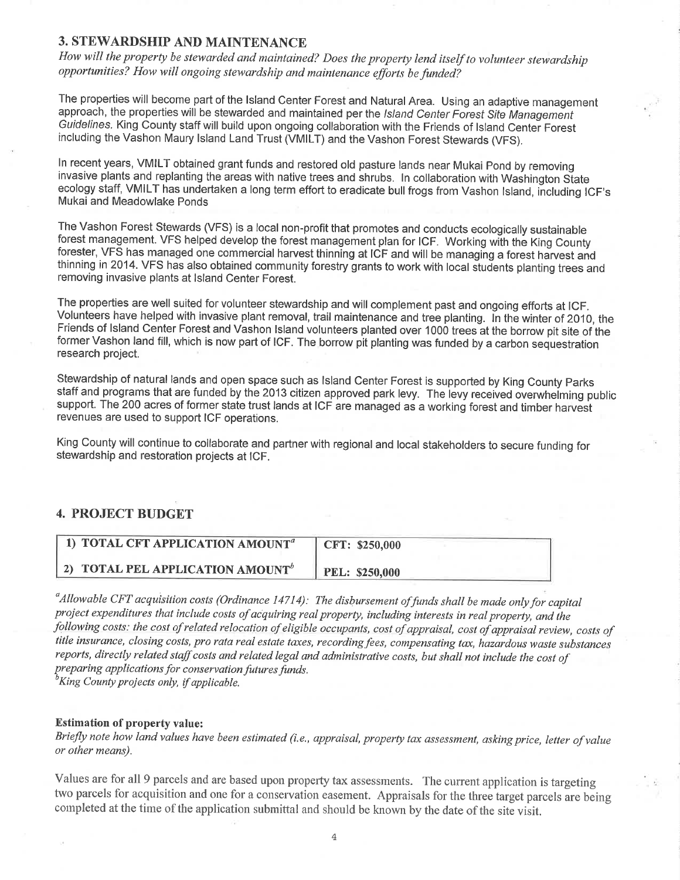## 3. STEWARDSHIP AND MAINTENANCE

*How will the property be stewarded and maintained? Does the property lend itself to volunteer stewardship opportunities? How will ongoing stewardship and maintenance efforts be funded?*

The properties will become part of the Island Center Forest and Natural Area. Using an adaptive management approach, the properties will be stewarded and maintained per the *Island Center Forest Site Management Guidelines*. King County staff will build upon ongoing collaboration with the Friends of Island Center Forest including the Vashon Maury Island Land Trust (VMILT) and the Vashon Forest Stewards (VFS).

In recent years, VMILT obtained grant funds and restored old pasture lands near Mukai Pond by removing invasive plants and replanting the areas with native trees and shrubs. In collaboration with Washington State ecology staff, VMILT has undertaken a long term effort to eradicate bull frogs from Vashon Island, including ICF's Mukai and Meadowlake Ponds

The Vashon Forest Stewards (VFS) is a local non-profit that promotes and conducts ecologically sustainable forest management. VFS helped develop the forest management plan for ICF. Working with the King County forester, VFS has managed one commercial harvest thinning at ICF and will be managing a forest harvest and thinning in 2014. VFS has also obtained community forestry grants to work with local students planting trees and removing invasive plants at Island Center Forest.

The properties are well suited for volunteer stewardship and will complement past and ongoing efforts at ICF. Volunteers have helped with invasive plant removal, trail maintenance and tree planting. In the winter of 2010, the Friends of Island Center Forest and Vashon Island volunteers planted over 1000 trees at the borrow pit site of the former Vashon land fill, which is now part of ICF. The borrow pit planting was funded by a carbon sequestration research project.

Stewardship of natural lands and open space such as Island Center Forest is supported by King County Parks staff and programs that are funded by the 2013 citizen approved park levy. The levy received overwhelming public support. The 200 acres of former state trust lands at ICF are managed as a working forest and timber harvest revenues are used to support ICF operations.

King County will continue to collaborate and partner with regional and local stakeholders to secure funding for stewardship and restoration projects at ICF.

## 4. PROJECT BUDGET

| | |
|---|---|
| **1) TOTAL CFT APPLICATION AMOUNT[a]** | **CFT: $250,000** |
| **2) TOTAL PEL APPLICATION AMOUNT[b]** | **PEL: $250,000** |

[a]*Allowable CFT acquisition costs (Ordinance 14714): The disbursement of funds shall be made only for capital project expenditures that include costs of acquiring real property, including interests in real property, and the following costs: the cost of related relocation of eligible occupants, cost of appraisal, cost of appraisal review, costs of title insurance, closing costs, pro rata real estate taxes, recording fees, compensating tax, hazardous waste substances reports, directly related staff costs and related legal and administrative costs, but shall not include the cost of preparing applications for conservation futures funds.*

[b]*King County projects only, if applicable.*

**Estimation of property value:**

*Briefly note how land values have been estimated (i.e., appraisal, property tax assessment, asking price, letter of value or other means).*

Values are for all 9 parcels and are based upon property tax assessments. The current application is targeting two parcels for acquisition and one for a conservation easement. Appraisals for the three target parcels are being completed at the time of the application submittal and should be known by the date of the site visit.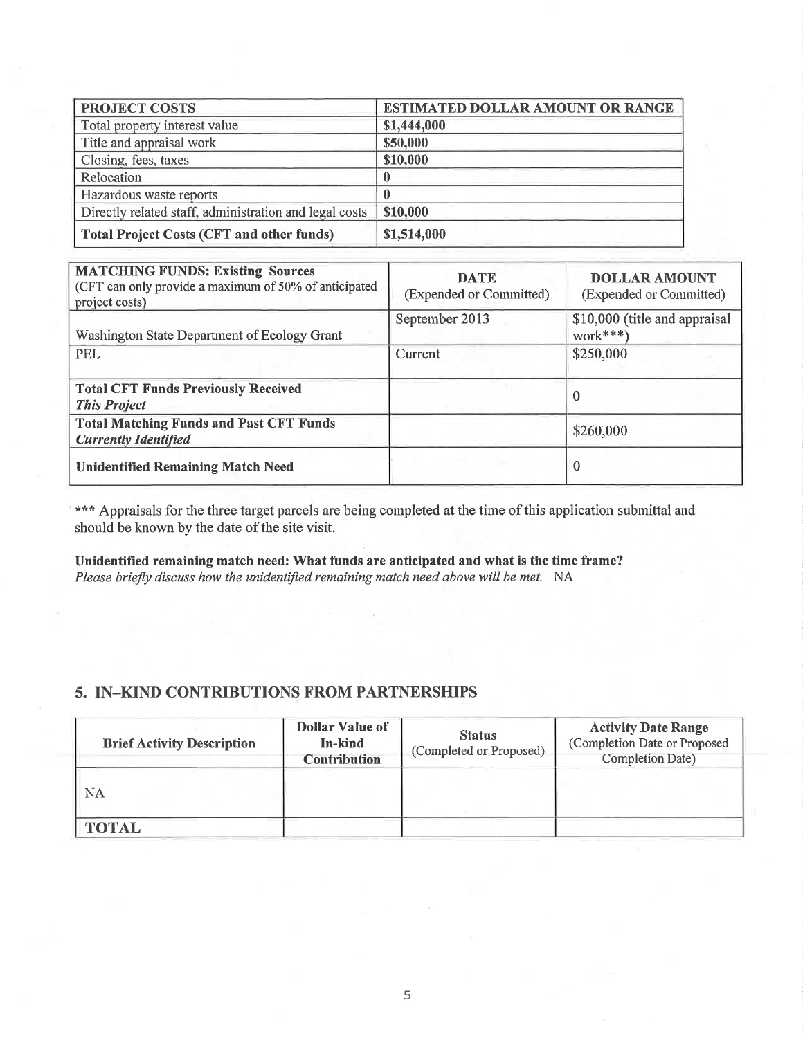| PROJECT COSTS | ESTIMATED DOLLAR AMOUNT OR RANGE |
|---|---|
| Total property interest value | **$1,444,000** |
| Title and appraisal work | **$50,000** |
| Closing, fees, taxes | **$10,000** |
| Relocation | **0** |
| Hazardous waste reports | **0** |
| Directly related staff, administration and legal costs | **$10,000** |
| **Total Project Costs (CFT and other funds)** | **$1,514,000** |

| **MATCHING FUNDS: Existing Sources** (CFT can only provide a maximum of 50% of anticipated project costs) | **DATE** (Expended or Committed) | **DOLLAR AMOUNT** (Expended or Committed) |
|---|---|---|
| Washington State Department of Ecology Grant | September 2013 | $10,000 (title and appraisal work***) |
| PEL | Current | $250,000 |
| **Total CFT Funds Previously Received** ***This Project*** | | 0 |
| **Total Matching Funds and Past CFT Funds** ***Currently Identified*** | | $260,000 |
| **Unidentified Remaining Match Need** | | 0 |

*** Appraisals for the three target parcels are being completed at the time of this application submittal and should be known by the date of the site visit.

**Unidentified remaining match need: What funds are anticipated and what is the time frame?**
*Please briefly discuss how the unidentified remaining match need above will be met.* NA

## 5. IN–KIND CONTRIBUTIONS FROM PARTNERSHIPS

| Brief Activity Description | Dollar Value of In-kind Contribution | Status (Completed or Proposed) | Activity Date Range (Completion Date or Proposed Completion Date) |
|---|---|---|---|
| NA | | | |
| **TOTAL** | | | |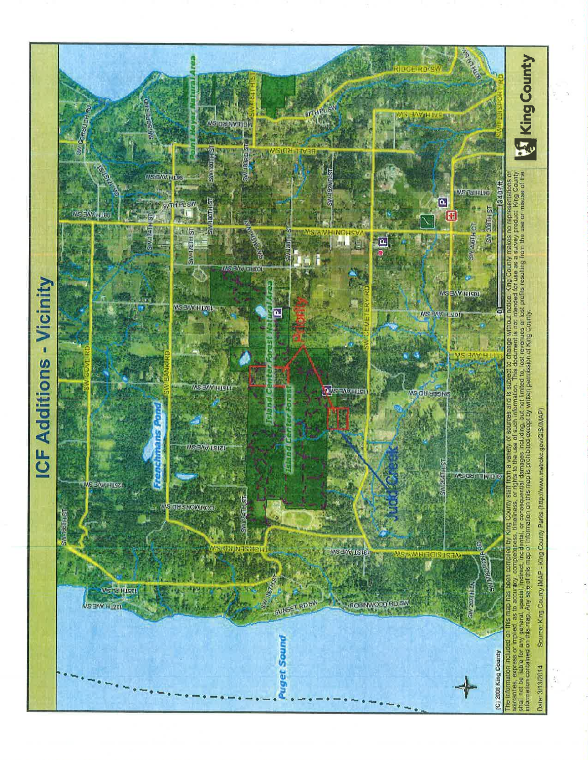# ICF Additions - Vicinity

(C) 2008 King County

The information included on this map has been compiled by King County staff from a variety of sources and is subject to change without notice. King County makes no representations or warranties, express or implied, as to accuracy, completeness, timeliness, or rights to the use of such information. This document is not intended for use as a survey product. King County shall not be liable for any general, special, indirect, incidental, or consequential damages including, but not limited to, lost revenues or lost profits resulting from the use or misuse of the information contained on this map. Any sale of this map or information on this map is prohibited except by written permission of King County.

Date: 3/13/2014 Source: King County iMAP - King County Parks (http://www.metrokc.gov/GIS/MAP)

King County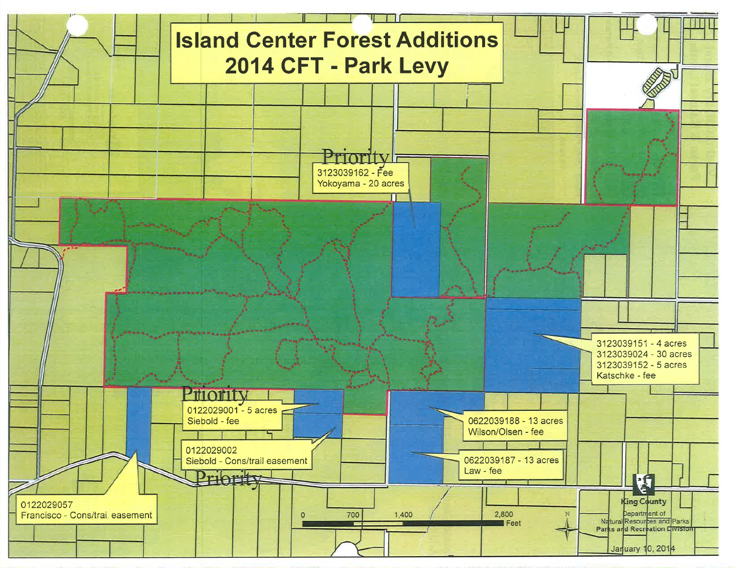# Island Center Forest Additions
## 2014 CFT - Park Levy

Priority

3123039162 - Fee
Yokoyama - 20 acres

3123039151 - 4 acres
3123039024 - 30 acres
3123039152 - 5 acres
Katschke - fee

Priority

0122029001 - 5 acres
Siebold - fee

0622039188 - 13 acres
Wilson/Olsen - fee

0122029002
Siebold - Cons/trail easement

0622039187 - 13 acres
Law - fee

Priority

0122029057
Francisco - Cons/trai. easement

0 700 1,400 2,800 Feet

N

King County
Department of Natural Resources and Parks
Parks and Recreation Division

January 10, 2014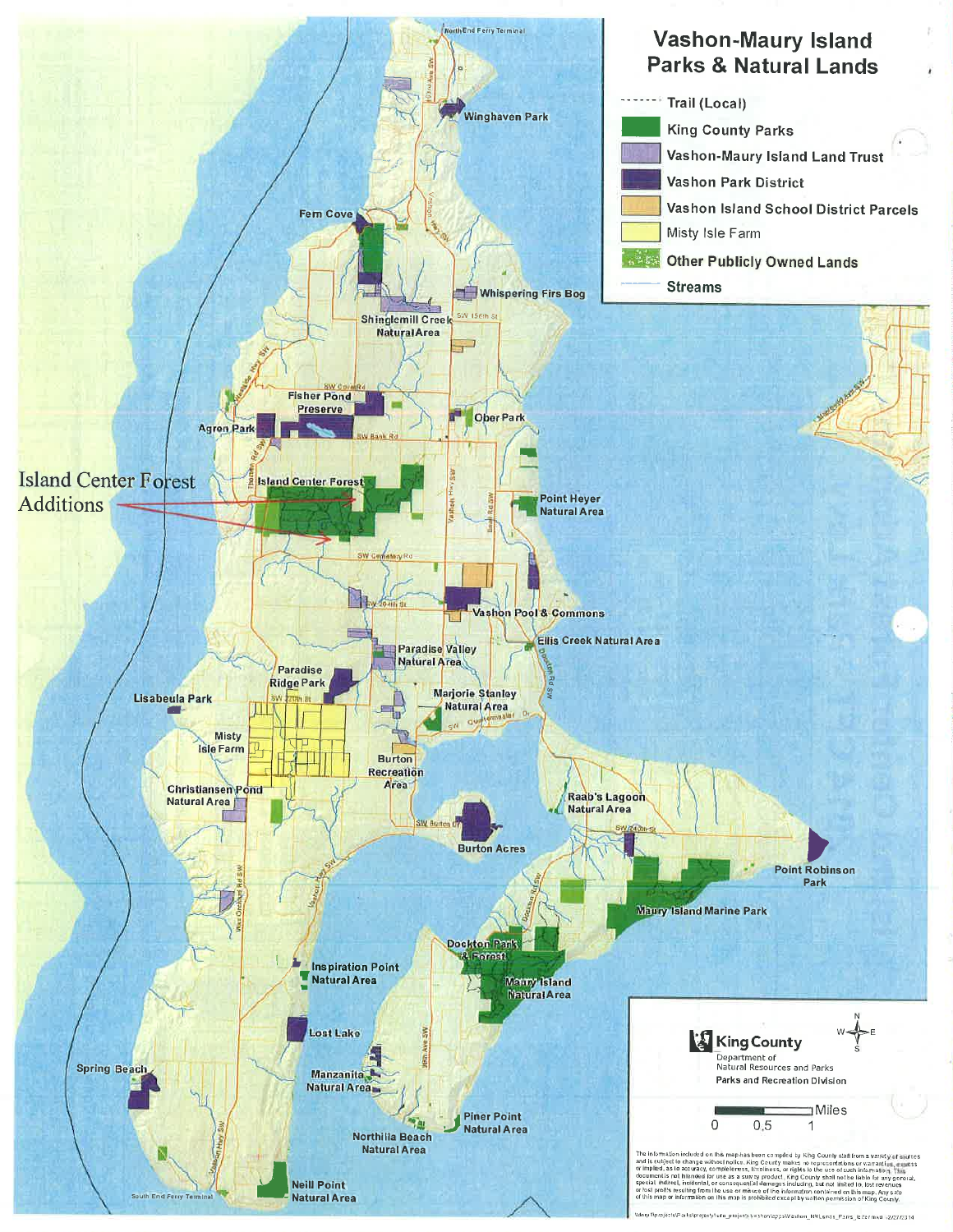# Vashon-Maury Island Parks & Natural Lands

- Trail (Local)
- King County Parks
- Vashon-Maury Island Land Trust
- Vashon Park District
- Vashon Island School District Parcels
- Misty Isle Farm
- Other Publicly Owned Lands
- Streams

Island Center Forest Additions

North End Ferry Terminal

Winghaven Park

Fern Cove

Whispering Firs Bog

Shinglemill Creek Natural Area

Fisher Pond Preserve

Agren Park

Ober Park

Island Center Forest

Point Heyer Natural Area

Vashon Pool & Commons

Ellis Creek Natural Area

Paradise Valley Natural Area

Paradise Ridge Park

Lisabeula Park

Marjorie Stanley Natural Area

Misty Isle Farm

Burton Recreation Area

Christiansen Pond Natural Area

Raab's Lagoon Natural Area

Burton Acres

Point Robinson Park

Maury Island Marine Park

Dockton Park & Forest

Maury Island Natural Area

Inspiration Point Natural Area

Lost Lake

Spring Beach

Manzanita Natural Area

Piner Point Natural Area

Northilla Beach Natural Area

Neill Point Natural Area

South End Ferry Terminal

King County
Department of Natural Resources and Parks
Parks and Recreation Division

Miles
0 0.5 1

The information included on this map has been compiled by King County staff from a variety of sources and is subject to change without notice. King County makes no representations or warranties, express or implied, as to accuracy, completeness, timeliness, or rights to the use of such information. This document is not intended for use as a survey product. King County shall not be liable for any general, special, indirect, incidental, or consequential damages including, but not limited to, lost revenues or lost profits resulting from the use or misuse of the information contained on this map. Any sale of this map or information on this map is prohibited except by written permission of King County.